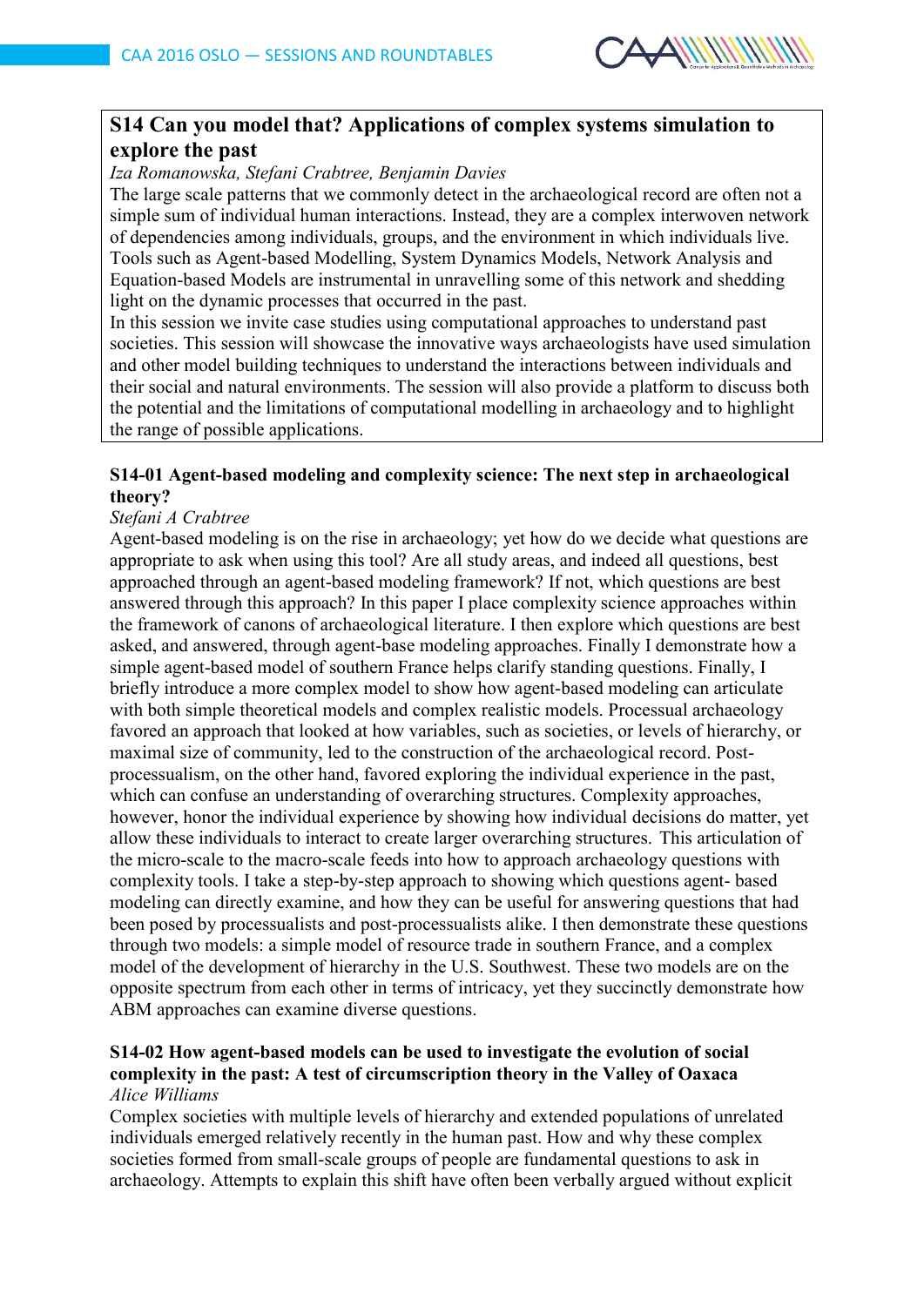## S14 Can you model that? Applications of complex systems simulation to explore the past

*Iza Romanowska, Stefani Crabtree, Benjamin Davies*

The large scale patterns that we commonly detect in the archaeological record are often not a simple sum of individual human interactions. Instead, they are a complex interwoven network of dependencies among individuals, groups, and the environment in which individuals live. Tools such as Agent-based Modelling, System Dynamics Models, Network Analysis and Equation-based Models are instrumental in unravelling some of this network and shedding light on the dynamic processes that occurred in the past.

In this session we invite case studies using computational approaches to understand past societies. This session will showcase the innovative ways archaeologists have used simulation and other model building techniques to understand the interactions between individuals and their social and natural environments. The session will also provide a platform to discuss both the potential and the limitations of computational modelling in archaeology and to highlight the range of possible applications.

### S14-01 Agent-based modeling and complexity science: The next step in archaeological theory?

*Stefani A Crabtree*

Agent-based modeling is on the rise in archaeology; yet how do we decide what questions are appropriate to ask when using this tool? Are all study areas, and indeed all questions, best approached through an agent-based modeling framework? If not, which questions are best answered through this approach? In this paper I place complexity science approaches within the framework of canons of archaeological literature. I then explore which questions are best asked, and answered, through agent-base modeling approaches. Finally I demonstrate how a simple agent-based model of southern France helps clarify standing questions. Finally, I briefly introduce a more complex model to show how agent-based modeling can articulate with both simple theoretical models and complex realistic models. Processual archaeology favored an approach that looked at how variables, such as societies, or levels of hierarchy, or maximal size of community, led to the construction of the archaeological record. Post-processualism, on the other hand, favored exploring the individual experience in the past, which can confuse an understanding of overarching structures. Complexity approaches, however, honor the individual experience by showing how individual decisions do matter, yet allow these individuals to interact to create larger overarching structures. This articulation of the micro-scale to the macro-scale feeds into how to approach archaeology questions with complexity tools. I take a step-by-step approach to showing which questions agent- based modeling can directly examine, and how they can be useful for answering questions that had been posed by processualists and post-processualists alike. I then demonstrate these questions through two models: a simple model of resource trade in southern France, and a complex model of the development of hierarchy in the U.S. Southwest. These two models are on the opposite spectrum from each other in terms of intricacy, yet they succinctly demonstrate how ABM approaches can examine diverse questions.

### S14-02 How agent-based models can be used to investigate the evolution of social complexity in the past: A test of circumscription theory in the Valley of Oaxaca

*Alice Williams*

Complex societies with multiple levels of hierarchy and extended populations of unrelated individuals emerged relatively recently in the human past. How and why these complex societies formed from small-scale groups of people are fundamental questions to ask in archaeology. Attempts to explain this shift have often been verbally argued without explicit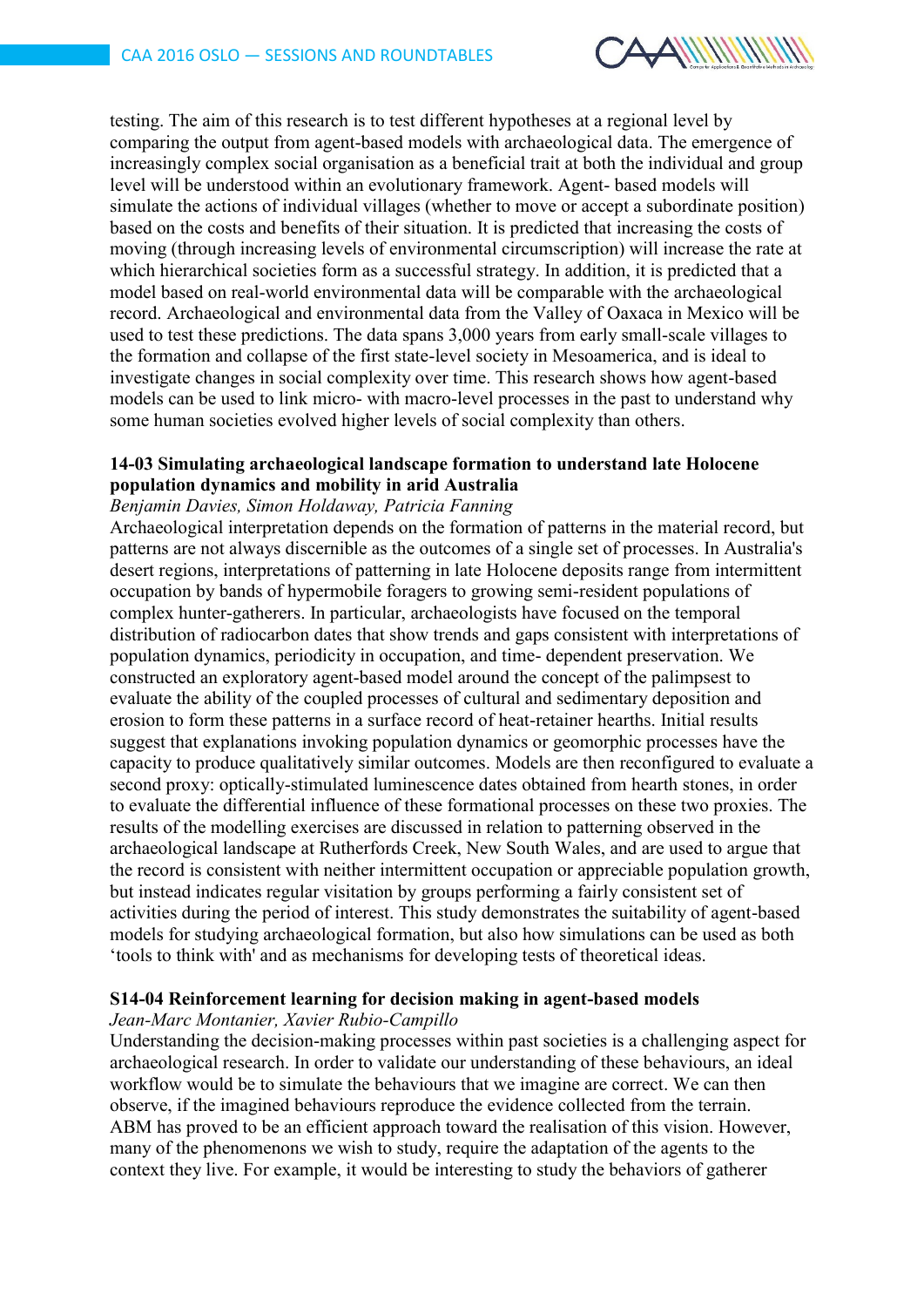testing. The aim of this research is to test different hypotheses at a regional level by comparing the output from agent-based models with archaeological data. The emergence of increasingly complex social organisation as a beneficial trait at both the individual and group level will be understood within an evolutionary framework. Agent- based models will simulate the actions of individual villages (whether to move or accept a subordinate position) based on the costs and benefits of their situation. It is predicted that increasing the costs of moving (through increasing levels of environmental circumscription) will increase the rate at which hierarchical societies form as a successful strategy. In addition, it is predicted that a model based on real-world environmental data will be comparable with the archaeological record. Archaeological and environmental data from the Valley of Oaxaca in Mexico will be used to test these predictions. The data spans 3,000 years from early small-scale villages to the formation and collapse of the first state-level society in Mesoamerica, and is ideal to investigate changes in social complexity over time. This research shows how agent-based models can be used to link micro- with macro-level processes in the past to understand why some human societies evolved higher levels of social complexity than others.

### 14-03 Simulating archaeological landscape formation to understand late Holocene population dynamics and mobility in arid Australia

*Benjamin Davies, Simon Holdaway, Patricia Fanning*

Archaeological interpretation depends on the formation of patterns in the material record, but patterns are not always discernible as the outcomes of a single set of processes. In Australia's desert regions, interpretations of patterning in late Holocene deposits range from intermittent occupation by bands of hypermobile foragers to growing semi-resident populations of complex hunter-gatherers. In particular, archaeologists have focused on the temporal distribution of radiocarbon dates that show trends and gaps consistent with interpretations of population dynamics, periodicity in occupation, and time- dependent preservation. We constructed an exploratory agent-based model around the concept of the palimpsest to evaluate the ability of the coupled processes of cultural and sedimentary deposition and erosion to form these patterns in a surface record of heat-retainer hearths. Initial results suggest that explanations invoking population dynamics or geomorphic processes have the capacity to produce qualitatively similar outcomes. Models are then reconfigured to evaluate a second proxy: optically-stimulated luminescence dates obtained from hearth stones, in order to evaluate the differential influence of these formational processes on these two proxies. The results of the modelling exercises are discussed in relation to patterning observed in the archaeological landscape at Rutherfords Creek, New South Wales, and are used to argue that the record is consistent with neither intermittent occupation or appreciable population growth, but instead indicates regular visitation by groups performing a fairly consistent set of activities during the period of interest. This study demonstrates the suitability of agent-based models for studying archaeological formation, but also how simulations can be used as both 'tools to think with' and as mechanisms for developing tests of theoretical ideas.

### S14-04 Reinforcement learning for decision making in agent-based models

*Jean-Marc Montanier, Xavier Rubio-Campillo*

Understanding the decision-making processes within past societies is a challenging aspect for archaeological research. In order to validate our understanding of these behaviours, an ideal workflow would be to simulate the behaviours that we imagine are correct. We can then observe, if the imagined behaviours reproduce the evidence collected from the terrain. ABM has proved to be an efficient approach toward the realisation of this vision. However, many of the phenomenons we wish to study, require the adaptation of the agents to the context they live. For example, it would be interesting to study the behaviors of gatherer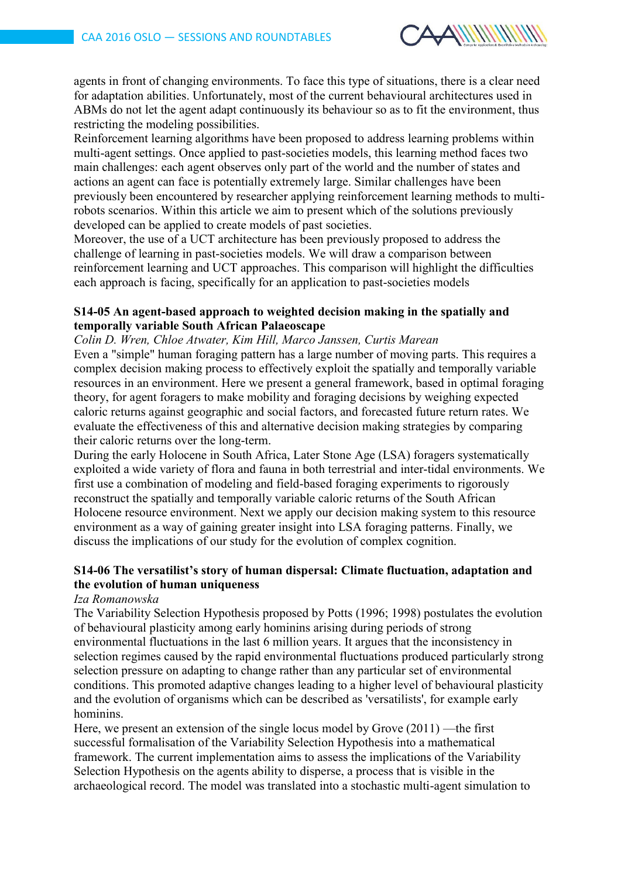agents in front of changing environments. To face this type of situations, there is a clear need for adaptation abilities. Unfortunately, most of the current behavioural architectures used in ABMs do not let the agent adapt continuously its behaviour so as to fit the environment, thus restricting the modeling possibilities.
Reinforcement learning algorithms have been proposed to address learning problems within multi-agent settings. Once applied to past-societies models, this learning method faces two main challenges: each agent observes only part of the world and the number of states and actions an agent can face is potentially extremely large. Similar challenges have been previously been encountered by researcher applying reinforcement learning methods to multi-robots scenarios. Within this article we aim to present which of the solutions previously developed can be applied to create models of past societies.
Moreover, the use of a UCT architecture has been previously proposed to address the challenge of learning in past-societies models. We will draw a comparison between reinforcement learning and UCT approaches. This comparison will highlight the difficulties each approach is facing, specifically for an application to past-societies models

### S14-05 An agent-based approach to weighted decision making in the spatially and temporally variable South African Palaeoscape

*Colin D. Wren, Chloe Atwater, Kim Hill, Marco Janssen, Curtis Marean*

Even a "simple" human foraging pattern has a large number of moving parts. This requires a complex decision making process to effectively exploit the spatially and temporally variable resources in an environment. Here we present a general framework, based in optimal foraging theory, for agent foragers to make mobility and foraging decisions by weighing expected caloric returns against geographic and social factors, and forecasted future return rates. We evaluate the effectiveness of this and alternative decision making strategies by comparing their caloric returns over the long-term.
During the early Holocene in South Africa, Later Stone Age (LSA) foragers systematically exploited a wide variety of flora and fauna in both terrestrial and inter-tidal environments. We first use a combination of modeling and field-based foraging experiments to rigorously reconstruct the spatially and temporally variable caloric returns of the South African Holocene resource environment. Next we apply our decision making system to this resource environment as a way of gaining greater insight into LSA foraging patterns. Finally, we discuss the implications of our study for the evolution of complex cognition.

### S14-06 The versatilist's story of human dispersal: Climate fluctuation, adaptation and the evolution of human uniqueness

*Iza Romanowska*

The Variability Selection Hypothesis proposed by Potts (1996; 1998) postulates the evolution of behavioural plasticity among early hominins arising during periods of strong environmental fluctuations in the last 6 million years. It argues that the inconsistency in selection regimes caused by the rapid environmental fluctuations produced particularly strong selection pressure on adapting to change rather than any particular set of environmental conditions. This promoted adaptive changes leading to a higher level of behavioural plasticity and the evolution of organisms which can be described as 'versatilists', for example early hominins.
Here, we present an extension of the single locus model by Grove (2011) —the first successful formalisation of the Variability Selection Hypothesis into a mathematical framework. The current implementation aims to assess the implications of the Variability Selection Hypothesis on the agents ability to disperse, a process that is visible in the archaeological record. The model was translated into a stochastic multi-agent simulation to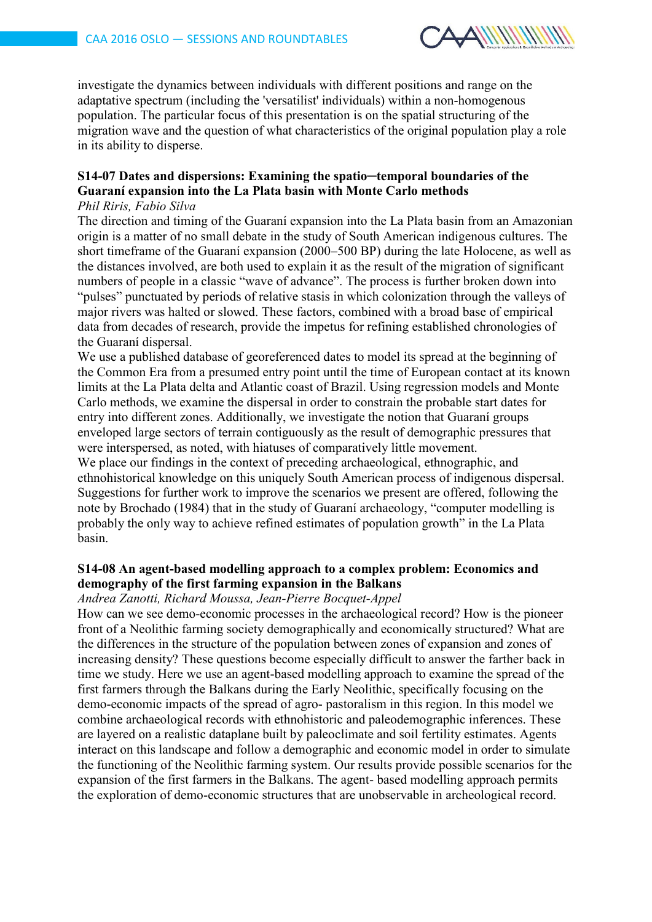investigate the dynamics between individuals with different positions and range on the adaptative spectrum (including the 'versatilist' individuals) within a non-homogenous population. The particular focus of this presentation is on the spatial structuring of the migration wave and the question of what characteristics of the original population play a role in its ability to disperse.

### S14-07 Dates and dispersions: Examining the spatio–temporal boundaries of the Guaraní expansion into the La Plata basin with Monte Carlo methods

*Phil Riris, Fabio Silva*

The direction and timing of the Guaraní expansion into the La Plata basin from an Amazonian origin is a matter of no small debate in the study of South American indigenous cultures. The short timeframe of the Guaraní expansion (2000–500 BP) during the late Holocene, as well as the distances involved, are both used to explain it as the result of the migration of significant numbers of people in a classic “wave of advance”. The process is further broken down into “pulses” punctuated by periods of relative stasis in which colonization through the valleys of major rivers was halted or slowed. These factors, combined with a broad base of empirical data from decades of research, provide the impetus for refining established chronologies of the Guaraní dispersal.

We use a published database of georeferenced dates to model its spread at the beginning of the Common Era from a presumed entry point until the time of European contact at its known limits at the La Plata delta and Atlantic coast of Brazil. Using regression models and Monte Carlo methods, we examine the dispersal in order to constrain the probable start dates for entry into different zones. Additionally, we investigate the notion that Guaraní groups enveloped large sectors of terrain contiguously as the result of demographic pressures that were interspersed, as noted, with hiatuses of comparatively little movement.

We place our findings in the context of preceding archaeological, ethnographic, and ethnohistorical knowledge on this uniquely South American process of indigenous dispersal. Suggestions for further work to improve the scenarios we present are offered, following the note by Brochado (1984) that in the study of Guaraní archaeology, “computer modelling is probably the only way to achieve refined estimates of population growth” in the La Plata basin.

### S14-08 An agent-based modelling approach to a complex problem: Economics and demography of the first farming expansion in the Balkans

*Andrea Zanotti, Richard Moussa, Jean-Pierre Bocquet-Appel*

How can we see demo-economic processes in the archaeological record? How is the pioneer front of a Neolithic farming society demographically and economically structured? What are the differences in the structure of the population between zones of expansion and zones of increasing density? These questions become especially difficult to answer the farther back in time we study. Here we use an agent-based modelling approach to examine the spread of the first farmers through the Balkans during the Early Neolithic, specifically focusing on the demo-economic impacts of the spread of agro- pastoralism in this region. In this model we combine archaeological records with ethnohistoric and paleodemographic inferences. These are layered on a realistic dataplane built by paleoclimate and soil fertility estimates. Agents interact on this landscape and follow a demographic and economic model in order to simulate the functioning of the Neolithic farming system. Our results provide possible scenarios for the expansion of the first farmers in the Balkans. The agent- based modelling approach permits the exploration of demo-economic structures that are unobservable in archeological record.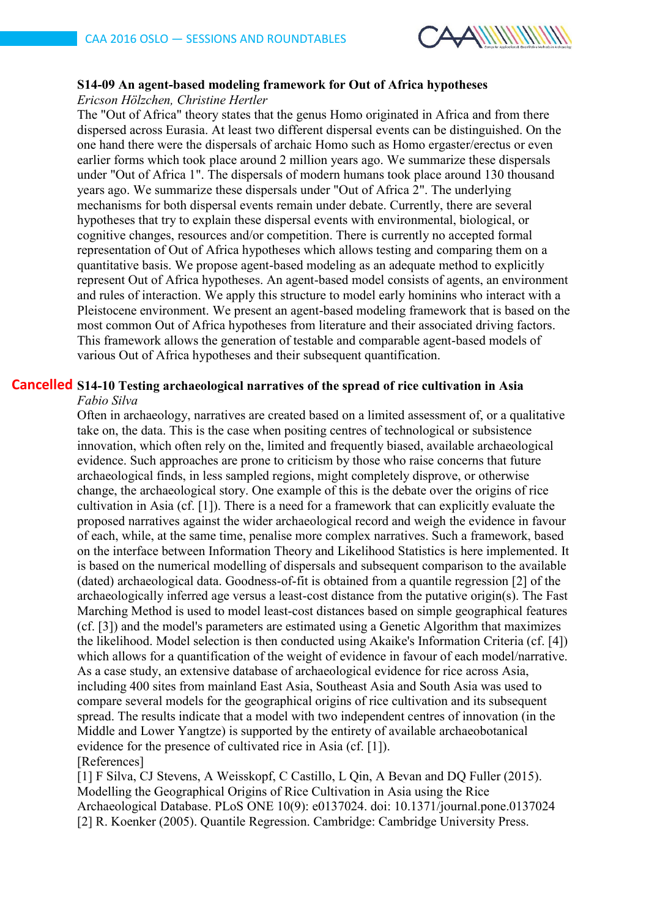### S14-09 An agent-based modeling framework for Out of Africa hypotheses

*Ericson Hölzchen, Christine Hertler*

The "Out of Africa" theory states that the genus Homo originated in Africa and from there dispersed across Eurasia. At least two different dispersal events can be distinguished. On the one hand there were the dispersals of archaic Homo such as Homo ergaster/erectus or even earlier forms which took place around 2 million years ago. We summarize these dispersals under "Out of Africa 1". The dispersals of modern humans took place around 130 thousand years ago. We summarize these dispersals under "Out of Africa 2". The underlying mechanisms for both dispersal events remain under debate. Currently, there are several hypotheses that try to explain these dispersal events with environmental, biological, or cognitive changes, resources and/or competition. There is currently no accepted formal representation of Out of Africa hypotheses which allows testing and comparing them on a quantitative basis. We propose agent-based modeling as an adequate method to explicitly represent Out of Africa hypotheses. An agent-based model consists of agents, an environment and rules of interaction. We apply this structure to model early hominins who interact with a Pleistocene environment. We present an agent-based modeling framework that is based on the most common Out of Africa hypotheses from literature and their associated driving factors. This framework allows the generation of testable and comparable agent-based models of various Out of Africa hypotheses and their subsequent quantification.

### Cancelled S14-10 Testing archaeological narratives of the spread of rice cultivation in Asia

*Fabio Silva*

Often in archaeology, narratives are created based on a limited assessment of, or a qualitative take on, the data. This is the case when positing centres of technological or subsistence innovation, which often rely on the, limited and frequently biased, available archaeological evidence. Such approaches are prone to criticism by those who raise concerns that future archaeological finds, in less sampled regions, might completely disprove, or otherwise change, the archaeological story. One example of this is the debate over the origins of rice cultivation in Asia (cf. [1]). There is a need for a framework that can explicitly evaluate the proposed narratives against the wider archaeological record and weigh the evidence in favour of each, while, at the same time, penalise more complex narratives. Such a framework, based on the interface between Information Theory and Likelihood Statistics is here implemented. It is based on the numerical modelling of dispersals and subsequent comparison to the available (dated) archaeological data. Goodness-of-fit is obtained from a quantile regression [2] of the archaeologically inferred age versus a least-cost distance from the putative origin(s). The Fast Marching Method is used to model least-cost distances based on simple geographical features (cf. [3]) and the model's parameters are estimated using a Genetic Algorithm that maximizes the likelihood. Model selection is then conducted using Akaike's Information Criteria (cf. [4]) which allows for a quantification of the weight of evidence in favour of each model/narrative. As a case study, an extensive database of archaeological evidence for rice across Asia, including 400 sites from mainland East Asia, Southeast Asia and South Asia was used to compare several models for the geographical origins of rice cultivation and its subsequent spread. The results indicate that a model with two independent centres of innovation (in the Middle and Lower Yangtze) is supported by the entirety of available archaeobotanical evidence for the presence of cultivated rice in Asia (cf. [1]).

[References]

[1] F Silva, CJ Stevens, A Weisskopf, C Castillo, L Qin, A Bevan and DQ Fuller (2015). Modelling the Geographical Origins of Rice Cultivation in Asia using the Rice Archaeological Database. PLoS ONE 10(9): e0137024. doi: 10.1371/journal.pone.0137024

[2] R. Koenker (2005). Quantile Regression. Cambridge: Cambridge University Press.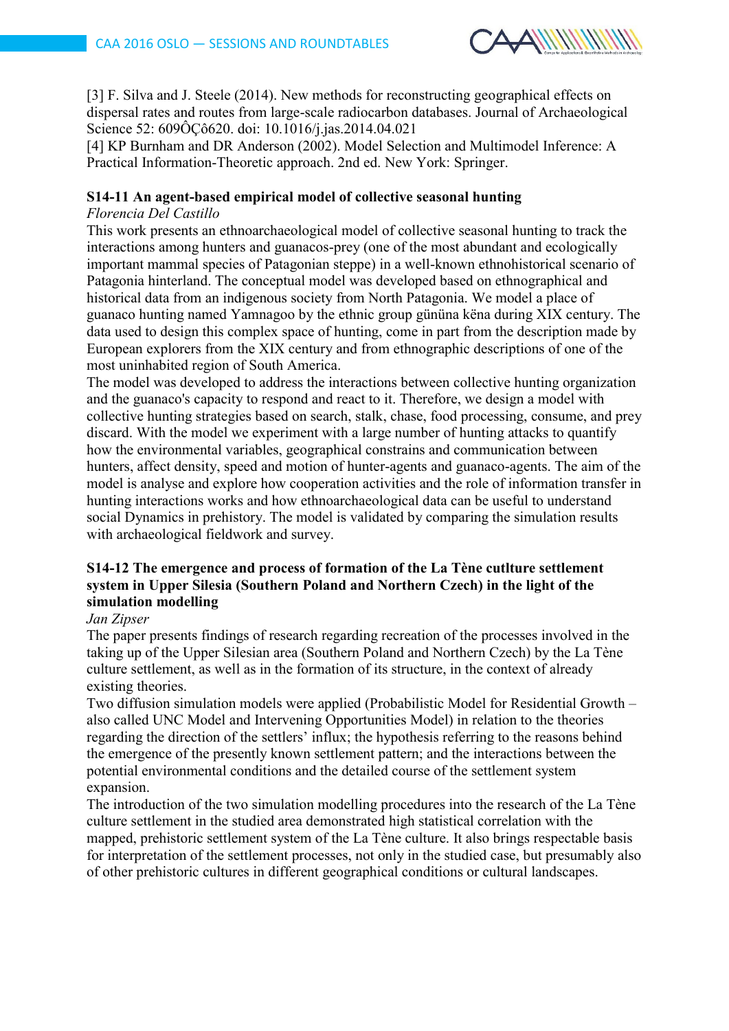[3] F. Silva and J. Steele (2014). New methods for reconstructing geographical effects on dispersal rates and routes from large-scale radiocarbon databases. Journal of Archaeological Science 52: 609ÔÇô620. doi: 10.1016/j.jas.2014.04.021

[4] KP Burnham and DR Anderson (2002). Model Selection and Multimodel Inference: A Practical Information-Theoretic approach. 2nd ed. New York: Springer.

### S14-11 An agent-based empirical model of collective seasonal hunting

*Florencia Del Castillo*

This work presents an ethnoarchaeological model of collective seasonal hunting to track the interactions among hunters and guanacos-prey (one of the most abundant and ecologically important mammal species of Patagonian steppe) in a well-known ethnohistorical scenario of Patagonia hinterland. The conceptual model was developed based on ethnographical and historical data from an indigenous society from North Patagonia. We model a place of guanaco hunting named Yamnagoo by the ethnic group gününa këna during XIX century. The data used to design this complex space of hunting, come in part from the description made by European explorers from the XIX century and from ethnographic descriptions of one of the most uninhabited region of South America.

The model was developed to address the interactions between collective hunting organization and the guanaco's capacity to respond and react to it. Therefore, we design a model with collective hunting strategies based on search, stalk, chase, food processing, consume, and prey discard. With the model we experiment with a large number of hunting attacks to quantify how the environmental variables, geographical constrains and communication between hunters, affect density, speed and motion of hunter-agents and guanaco-agents. The aim of the model is analyse and explore how cooperation activities and the role of information transfer in hunting interactions works and how ethnoarchaeological data can be useful to understand social Dynamics in prehistory. The model is validated by comparing the simulation results with archaeological fieldwork and survey.

### S14-12 The emergence and process of formation of the La Tène cutlture settlement system in Upper Silesia (Southern Poland and Northern Czech) in the light of the simulation modelling

*Jan Zipser*

The paper presents findings of research regarding recreation of the processes involved in the taking up of the Upper Silesian area (Southern Poland and Northern Czech) by the La Tène culture settlement, as well as in the formation of its structure, in the context of already existing theories.

Two diffusion simulation models were applied (Probabilistic Model for Residential Growth – also called UNC Model and Intervening Opportunities Model) in relation to the theories regarding the direction of the settlers' influx; the hypothesis referring to the reasons behind the emergence of the presently known settlement pattern; and the interactions between the potential environmental conditions and the detailed course of the settlement system expansion.

The introduction of the two simulation modelling procedures into the research of the La Tène culture settlement in the studied area demonstrated high statistical correlation with the mapped, prehistoric settlement system of the La Tène culture. It also brings respectable basis for interpretation of the settlement processes, not only in the studied case, but presumably also of other prehistoric cultures in different geographical conditions or cultural landscapes.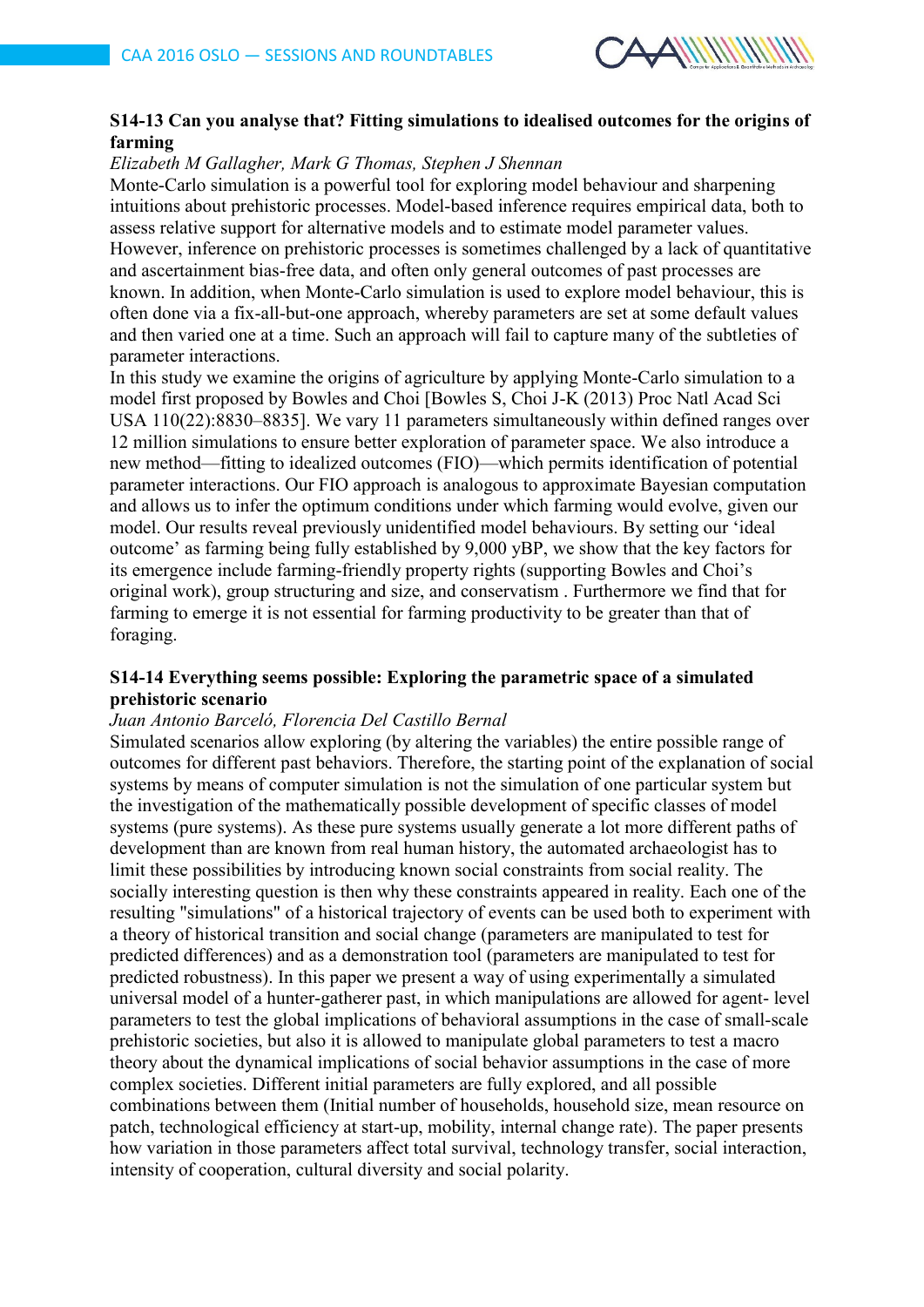### S14-13 Can you analyse that? Fitting simulations to idealised outcomes for the origins of farming

*Elizabeth M Gallagher, Mark G Thomas, Stephen J Shennan*

Monte-Carlo simulation is a powerful tool for exploring model behaviour and sharpening intuitions about prehistoric processes. Model-based inference requires empirical data, both to assess relative support for alternative models and to estimate model parameter values. However, inference on prehistoric processes is sometimes challenged by a lack of quantitative and ascertainment bias-free data, and often only general outcomes of past processes are known. In addition, when Monte-Carlo simulation is used to explore model behaviour, this is often done via a fix-all-but-one approach, whereby parameters are set at some default values and then varied one at a time. Such an approach will fail to capture many of the subtleties of parameter interactions.

In this study we examine the origins of agriculture by applying Monte-Carlo simulation to a model first proposed by Bowles and Choi [Bowles S, Choi J-K (2013) Proc Natl Acad Sci USA 110(22):8830–8835]. We vary 11 parameters simultaneously within defined ranges over 12 million simulations to ensure better exploration of parameter space. We also introduce a new method—fitting to idealized outcomes (FIO)—which permits identification of potential parameter interactions. Our FIO approach is analogous to approximate Bayesian computation and allows us to infer the optimum conditions under which farming would evolve, given our model. Our results reveal previously unidentified model behaviours. By setting our 'ideal outcome' as farming being fully established by 9,000 yBP, we show that the key factors for its emergence include farming-friendly property rights (supporting Bowles and Choi's original work), group structuring and size, and conservatism . Furthermore we find that for farming to emerge it is not essential for farming productivity to be greater than that of foraging.

### S14-14 Everything seems possible: Exploring the parametric space of a simulated prehistoric scenario

*Juan Antonio Barceló, Florencia Del Castillo Bernal*

Simulated scenarios allow exploring (by altering the variables) the entire possible range of outcomes for different past behaviors. Therefore, the starting point of the explanation of social systems by means of computer simulation is not the simulation of one particular system but the investigation of the mathematically possible development of specific classes of model systems (pure systems). As these pure systems usually generate a lot more different paths of development than are known from real human history, the automated archaeologist has to limit these possibilities by introducing known social constraints from social reality. The socially interesting question is then why these constraints appeared in reality. Each one of the resulting "simulations" of a historical trajectory of events can be used both to experiment with a theory of historical transition and social change (parameters are manipulated to test for predicted differences) and as a demonstration tool (parameters are manipulated to test for predicted robustness). In this paper we present a way of using experimentally a simulated universal model of a hunter-gatherer past, in which manipulations are allowed for agent- level parameters to test the global implications of behavioral assumptions in the case of small-scale prehistoric societies, but also it is allowed to manipulate global parameters to test a macro theory about the dynamical implications of social behavior assumptions in the case of more complex societies. Different initial parameters are fully explored, and all possible combinations between them (Initial number of households, household size, mean resource on patch, technological efficiency at start-up, mobility, internal change rate). The paper presents how variation in those parameters affect total survival, technology transfer, social interaction, intensity of cooperation, cultural diversity and social polarity.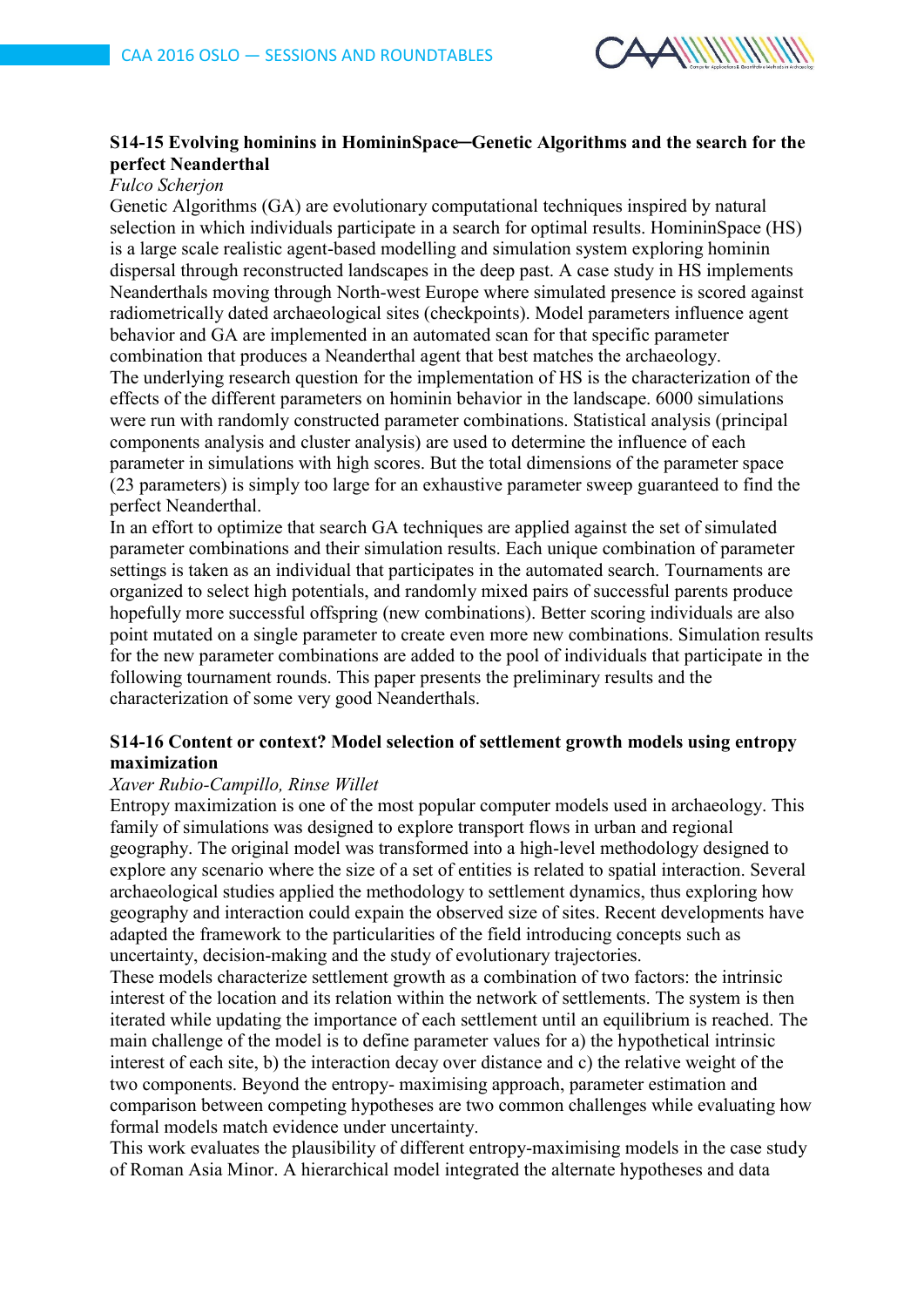### S14-15 Evolving hominins in HomininSpace─Genetic Algorithms and the search for the perfect Neanderthal

*Fulco Scherjon*

Genetic Algorithms (GA) are evolutionary computational techniques inspired by natural selection in which individuals participate in a search for optimal results. HomininSpace (HS) is a large scale realistic agent-based modelling and simulation system exploring hominin dispersal through reconstructed landscapes in the deep past. A case study in HS implements Neanderthals moving through North-west Europe where simulated presence is scored against radiometrically dated archaeological sites (checkpoints). Model parameters influence agent behavior and GA are implemented in an automated scan for that specific parameter combination that produces a Neanderthal agent that best matches the archaeology.

The underlying research question for the implementation of HS is the characterization of the effects of the different parameters on hominin behavior in the landscape. 6000 simulations were run with randomly constructed parameter combinations. Statistical analysis (principal components analysis and cluster analysis) are used to determine the influence of each parameter in simulations with high scores. But the total dimensions of the parameter space (23 parameters) is simply too large for an exhaustive parameter sweep guaranteed to find the perfect Neanderthal.

In an effort to optimize that search GA techniques are applied against the set of simulated parameter combinations and their simulation results. Each unique combination of parameter settings is taken as an individual that participates in the automated search. Tournaments are organized to select high potentials, and randomly mixed pairs of successful parents produce hopefully more successful offspring (new combinations). Better scoring individuals are also point mutated on a single parameter to create even more new combinations. Simulation results for the new parameter combinations are added to the pool of individuals that participate in the following tournament rounds. This paper presents the preliminary results and the characterization of some very good Neanderthals.

### S14-16 Content or context? Model selection of settlement growth models using entropy maximization

*Xaver Rubio-Campillo, Rinse Willet*

Entropy maximization is one of the most popular computer models used in archaeology. This family of simulations was designed to explore transport flows in urban and regional geography. The original model was transformed into a high-level methodology designed to explore any scenario where the size of a set of entities is related to spatial interaction. Several archaeological studies applied the methodology to settlement dynamics, thus exploring how geography and interaction could expain the observed size of sites. Recent developments have adapted the framework to the particularities of the field introducing concepts such as uncertainty, decision-making and the study of evolutionary trajectories.

These models characterize settlement growth as a combination of two factors: the intrinsic interest of the location and its relation within the network of settlements. The system is then iterated while updating the importance of each settlement until an equilibrium is reached. The main challenge of the model is to define parameter values for a) the hypothetical intrinsic interest of each site, b) the interaction decay over distance and c) the relative weight of the two components. Beyond the entropy- maximising approach, parameter estimation and comparison between competing hypotheses are two common challenges while evaluating how formal models match evidence under uncertainty.

This work evaluates the plausibility of different entropy-maximising models in the case study of Roman Asia Minor. A hierarchical model integrated the alternate hypotheses and data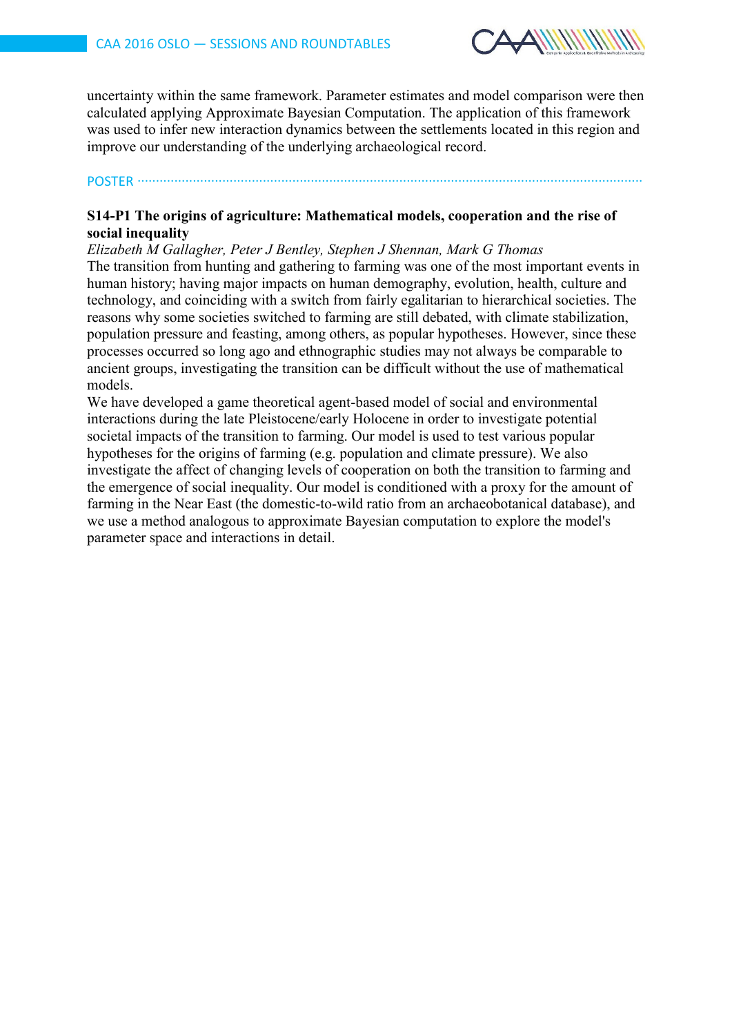uncertainty within the same framework. Parameter estimates and model comparison were then calculated applying Approximate Bayesian Computation. The application of this framework was used to infer new interaction dynamics between the settlements located in this region and improve our understanding of the underlying archaeological record.

## POSTER

### S14-P1 The origins of agriculture: Mathematical models, cooperation and the rise of social inequality

*Elizabeth M Gallagher, Peter J Bentley, Stephen J Shennan, Mark G Thomas*

The transition from hunting and gathering to farming was one of the most important events in human history; having major impacts on human demography, evolution, health, culture and technology, and coinciding with a switch from fairly egalitarian to hierarchical societies. The reasons why some societies switched to farming are still debated, with climate stabilization, population pressure and feasting, among others, as popular hypotheses. However, since these processes occurred so long ago and ethnographic studies may not always be comparable to ancient groups, investigating the transition can be difficult without the use of mathematical models.

We have developed a game theoretical agent-based model of social and environmental interactions during the late Pleistocene/early Holocene in order to investigate potential societal impacts of the transition to farming. Our model is used to test various popular hypotheses for the origins of farming (e.g. population and climate pressure). We also investigate the affect of changing levels of cooperation on both the transition to farming and the emergence of social inequality. Our model is conditioned with a proxy for the amount of farming in the Near East (the domestic-to-wild ratio from an archaeobotanical database), and we use a method analogous to approximate Bayesian computation to explore the model's parameter space and interactions in detail.